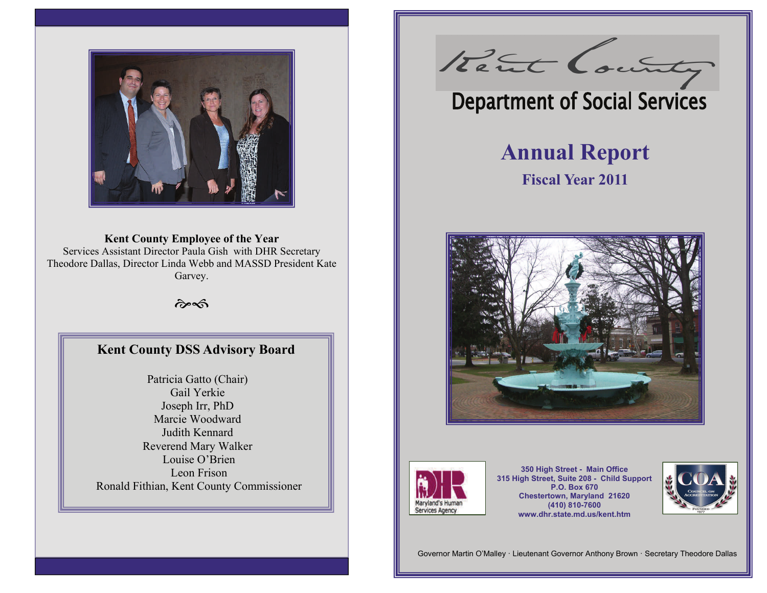**Kent County Employee of the Year**
Services Assistant Director Paula Gish with DHR Secretary Theodore Dallas, Director Linda Webb and MASSD President Kate Garvey.

## Kent County DSS Advisory Board

Patricia Gatto (Chair)
Gail Yerkie
Joseph Irr, PhD
Marcie Woodward
Judith Kennard
Reverend Mary Walker
Louise O'Brien
Leon Frison
Ronald Fithian, Kent County Commissioner

# Kent County

# Department of Social Services

## Annual Report

### Fiscal Year 2011

Maryland's Human Services Agency

**350 High Street - Main Office**
**315 High Street, Suite 208 - Child Support**
**P.O. Box 670**
**Chestertown, Maryland 21620**
**(410) 810-7600**
**www.dhr.state.md.us/kent.htm**

COA Council on Accreditation Founded 1977

Governor Martin O'Malley · Lieutenant Governor Anthony Brown · Secretary Theodore Dallas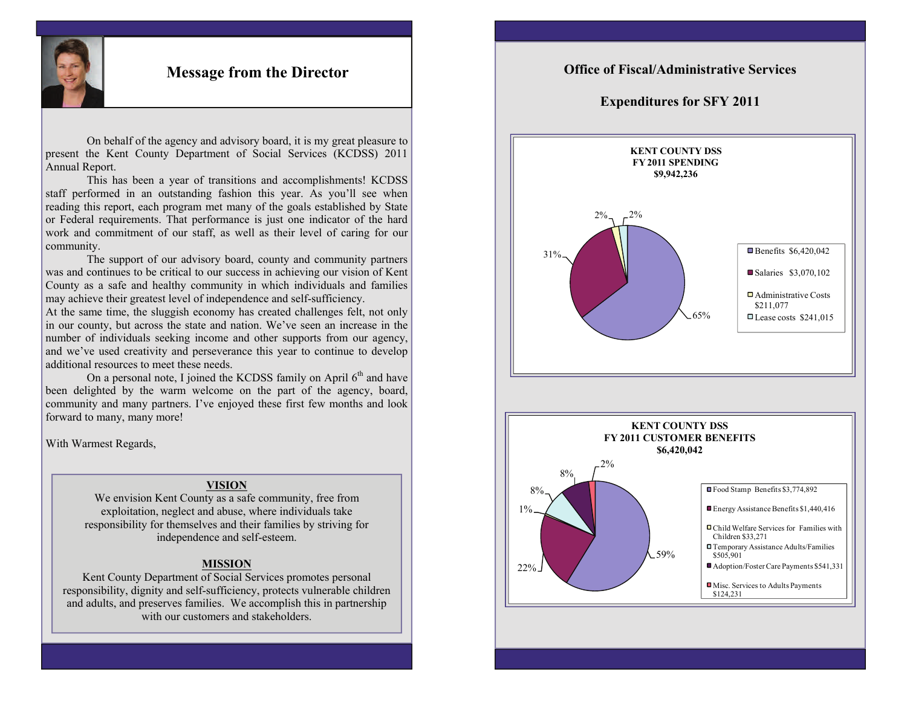## Message from the Director

On behalf of the agency and advisory board, it is my great pleasure to present the Kent County Department of Social Services (KCDSS) 2011 Annual Report.

This has been a year of transitions and accomplishments! KCDSS staff performed in an outstanding fashion this year. As you'll see when reading this report, each program met many of the goals established by State or Federal requirements. That performance is just one indicator of the hard work and commitment of our staff, as well as their level of caring for our community.

The support of our advisory board, county and community partners was and continues to be critical to our success in achieving our vision of Kent County as a safe and healthy community in which individuals and families may achieve their greatest level of independence and self-sufficiency.

At the same time, the sluggish economy has created challenges felt, not only in our county, but across the state and nation. We've seen an increase in the number of individuals seeking income and other supports from our agency, and we've used creativity and perseverance this year to continue to develop additional resources to meet these needs.

On a personal note, I joined the KCDSS family on April 6th and have been delighted by the warm welcome on the part of the agency, board, community and many partners. I've enjoyed these first few months and look forward to many, many more!

With Warmest Regards,

**VISION**

We envision Kent County as a safe community, free from exploitation, neglect and abuse, where individuals take responsibility for themselves and their families by striving for independence and self-esteem.

**MISSION**

Kent County Department of Social Services promotes personal responsibility, dignity and self-sufficiency, protects vulnerable children and adults, and preserves families. We accomplish this in partnership with our customers and stakeholders.

## Office of Fiscal/Administrative Services

## Expenditures for SFY 2011

**KENT COUNTY DSS**
**FY 2011 SPENDING**
**$9,942,236**

| Category | Amount | Percent |
|---|---|---|
| Benefits | $6,420,042 | 65% |
| Salaries | $3,070,102 | 31% |
| Administrative Costs | $211,077 | 2% |
| Lease costs | $241,015 | 2% |

**KENT COUNTY DSS**
**FY 2011 CUSTOMER BENEFITS**
**$6,420,042**

| Category | Amount | Percent |
|---|---|---|
| Food Stamp Benefits | $3,774,892 | 59% |
| Energy Assistance Benefits | $1,440,416 | 22% |
| Child Welfare Services for Families with Children | $33,271 | 1% |
| Temporary Assistance Adults/Families | $505,901 | 8% |
| Adoption/Foster Care Payments | $541,331 | 8% |
| Misc. Services to Adults Payments | $124,231 | 2% |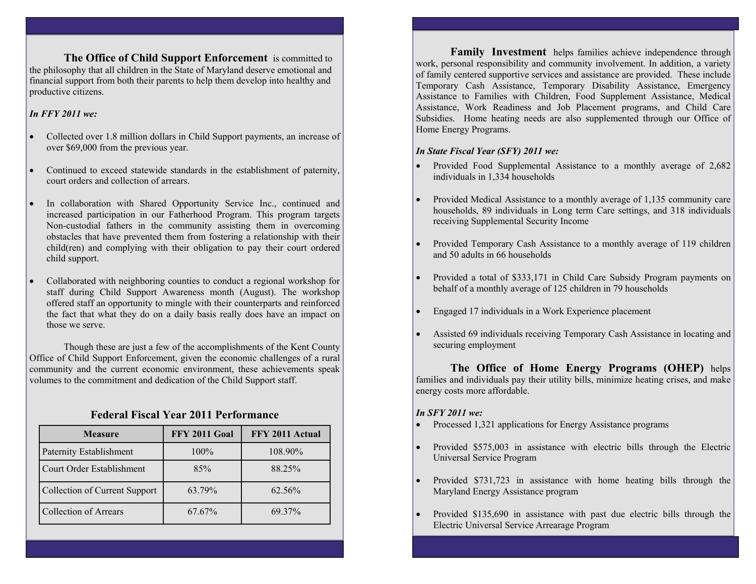**The Office of Child Support Enforcement** is committed to the philosophy that all children in the State of Maryland deserve emotional and financial support from both their parents to help them develop into healthy and productive citizens.

***In FFY 2011 we:***

- Collected over 1.8 million dollars in Child Support payments, an increase of over $69,000 from the previous year.
- Continued to exceed statewide standards in the establishment of paternity, court orders and collection of arrears.
- In collaboration with Shared Opportunity Service Inc., continued and increased participation in our Fatherhood Program. This program targets Non-custodial fathers in the community assisting them in overcoming obstacles that have prevented them from fostering a relationship with their child(ren) and complying with their obligation to pay their court ordered child support.
- Collaborated with neighboring counties to conduct a regional workshop for staff during Child Support Awareness month (August). The workshop offered staff an opportunity to mingle with their counterparts and reinforced the fact that what they do on a daily basis really does have an impact on those we serve.

Though these are just a few of the accomplishments of the Kent County Office of Child Support Enforcement, given the economic challenges of a rural community and the current economic environment, these achievements speak volumes to the commitment and dedication of the Child Support staff.

## Federal Fiscal Year 2011 Performance

| Measure | FFY 2011 Goal | FFY 2011 Actual |
|---|---|---|
| Paternity Establishment | 100% | 108.90% |
| Court Order Establishment | 85% | 88.25% |
| Collection of Current Support | 63.79% | 62.56% |
| Collection of Arrears | 67.67% | 69.37% |

**Family Investment** helps families achieve independence through work, personal responsibility and community involvement. In addition, a variety of family centered supportive services and assistance are provided. These include Temporary Cash Assistance, Temporary Disability Assistance, Emergency Assistance to Families with Children, Food Supplement Assistance, Medical Assistance, Work Readiness and Job Placement programs, and Child Care Subsidies. Home heating needs are also supplemented through our Office of Home Energy Programs.

***In State Fiscal Year (SFY) 2011 we:***

- Provided Food Supplemental Assistance to a monthly average of 2,682 individuals in 1,334 households
- Provided Medical Assistance to a monthly average of 1,135 community care households, 89 individuals in Long term Care settings, and 318 individuals receiving Supplemental Security Income
- Provided Temporary Cash Assistance to a monthly average of 119 children and 50 adults in 66 households
- Provided a total of $333,171 in Child Care Subsidy Program payments on behalf of a monthly average of 125 children in 79 households
- Engaged 17 individuals in a Work Experience placement
- Assisted 69 individuals receiving Temporary Cash Assistance in locating and securing employment

**The Office of Home Energy Programs (OHEP)** helps families and individuals pay their utility bills, minimize heating crises, and make energy costs more affordable.

***In SFY 2011 we:***

- Processed 1,321 applications for Energy Assistance programs
- Provided $575,003 in assistance with electric bills through the Electric Universal Service Program
- Provided $731,723 in assistance with home heating bills through the Maryland Energy Assistance program
- Provided $135,690 in assistance with past due electric bills through the Electric Universal Service Arrearage Program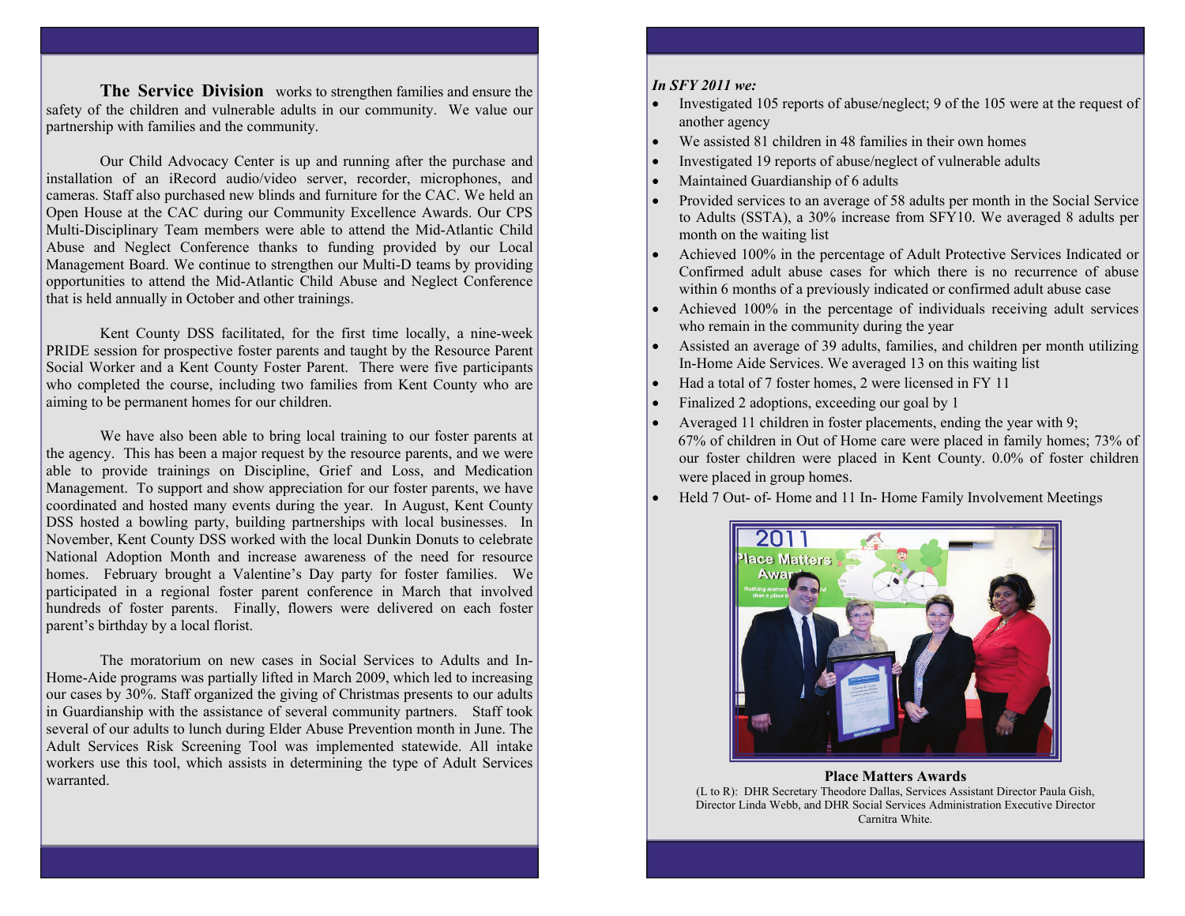**The Service Division** works to strengthen families and ensure the safety of the children and vulnerable adults in our community. We value our partnership with families and the community.

Our Child Advocacy Center is up and running after the purchase and installation of an iRecord audio/video server, recorder, microphones, and cameras. Staff also purchased new blinds and furniture for the CAC. We held an Open House at the CAC during our Community Excellence Awards. Our CPS Multi-Disciplinary Team members were able to attend the Mid-Atlantic Child Abuse and Neglect Conference thanks to funding provided by our Local Management Board. We continue to strengthen our Multi-D teams by providing opportunities to attend the Mid-Atlantic Child Abuse and Neglect Conference that is held annually in October and other trainings.

Kent County DSS facilitated, for the first time locally, a nine-week PRIDE session for prospective foster parents and taught by the Resource Parent Social Worker and a Kent County Foster Parent. There were five participants who completed the course, including two families from Kent County who are aiming to be permanent homes for our children.

We have also been able to bring local training to our foster parents at the agency. This has been a major request by the resource parents, and we were able to provide trainings on Discipline, Grief and Loss, and Medication Management. To support and show appreciation for our foster parents, we have coordinated and hosted many events during the year. In August, Kent County DSS hosted a bowling party, building partnerships with local businesses. In November, Kent County DSS worked with the local Dunkin Donuts to celebrate National Adoption Month and increase awareness of the need for resource homes. February brought a Valentine's Day party for foster families. We participated in a regional foster parent conference in March that involved hundreds of foster parents. Finally, flowers were delivered on each foster parent's birthday by a local florist.

The moratorium on new cases in Social Services to Adults and In-Home-Aide programs was partially lifted in March 2009, which led to increasing our cases by 30%. Staff organized the giving of Christmas presents to our adults in Guardianship with the assistance of several community partners. Staff took several of our adults to lunch during Elder Abuse Prevention month in June. The Adult Services Risk Screening Tool was implemented statewide. All intake workers use this tool, which assists in determining the type of Adult Services warranted.

***In SFY 2011 we:***

- Investigated 105 reports of abuse/neglect; 9 of the 105 were at the request of another agency
- We assisted 81 children in 48 families in their own homes
- Investigated 19 reports of abuse/neglect of vulnerable adults
- Maintained Guardianship of 6 adults
- Provided services to an average of 58 adults per month in the Social Service to Adults (SSTA), a 30% increase from SFY10. We averaged 8 adults per month on the waiting list
- Achieved 100% in the percentage of Adult Protective Services Indicated or Confirmed adult abuse cases for which there is no recurrence of abuse within 6 months of a previously indicated or confirmed adult abuse case
- Achieved 100% in the percentage of individuals receiving adult services who remain in the community during the year
- Assisted an average of 39 adults, families, and children per month utilizing In-Home Aide Services. We averaged 13 on this waiting list
- Had a total of 7 foster homes, 2 were licensed in FY 11
- Finalized 2 adoptions, exceeding our goal by 1
- Averaged 11 children in foster placements, ending the year with 9; 67% of children in Out of Home care were placed in family homes; 73% of our foster children were placed in Kent County. 0.0% of foster children were placed in group homes.
- Held 7 Out- of- Home and 11 In- Home Family Involvement Meetings

**Place Matters Awards**

(L to R): DHR Secretary Theodore Dallas, Services Assistant Director Paula Gish, Director Linda Webb, and DHR Social Services Administration Executive Director Carnitra White.